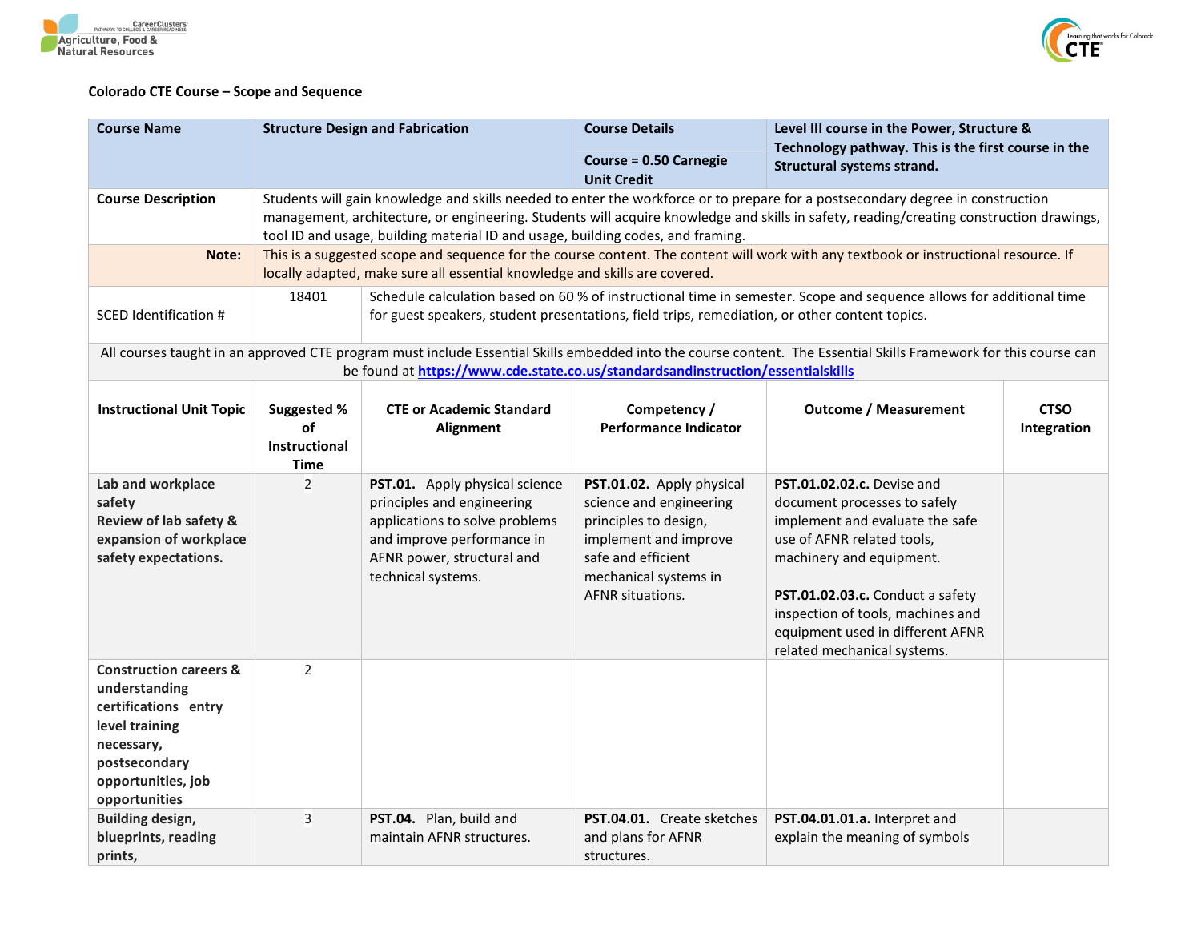**Colorado CTE Course – Scope and Sequence**

| Course Name | Structure Design and Fabrication | Course Details | Level III course in the Power, Structure & Technology pathway. This is the first course in the Structural systems strand. |
|---|---|---|---|
| | | Course = 0.50 Carnegie Unit Credit | |
| **Course Description** | Students will gain knowledge and skills needed to enter the workforce or to prepare for a postsecondary degree in construction management, architecture, or engineering. Students will acquire knowledge and skills in safety, reading/creating construction drawings, tool ID and usage, building material ID and usage, building codes, and framing. | | |
| **Note:** | This is a suggested scope and sequence for the course content. The content will work with any textbook or instructional resource. If locally adapted, make sure all essential knowledge and skills are covered. | | |
| SCED Identification # | 18401 | Schedule calculation based on 60 % of instructional time in semester. Scope and sequence allows for additional time for guest speakers, student presentations, field trips, remediation, or other content topics. | |

All courses taught in an approved CTE program must include Essential Skills embedded into the course content. The Essential Skills Framework for this course can be found at [https://www.cde.state.co.us/standardsandinstruction/essentialskills](https://www.cde.state.co.us/standardsandinstruction/essentialskills)

| Instructional Unit Topic | Suggested % of Instructional Time | CTE or Academic Standard Alignment | Competency / Performance Indicator | Outcome / Measurement | CTSO Integration |
|---|---|---|---|---|---|
| **Lab and workplace safety** **Review of lab safety & expansion of workplace safety expectations.** | 2 | **PST.01.** Apply physical science principles and engineering applications to solve problems and improve performance in AFNR power, structural and technical systems. | **PST.01.02.** Apply physical science and engineering principles to design, implement and improve safe and efficient mechanical systems in AFNR situations. | **PST.01.02.02.c.** Devise and document processes to safely implement and evaluate the safe use of AFNR related tools, machinery and equipment.<br><br>**PST.01.02.03.c.** Conduct a safety inspection of tools, machines and equipment used in different AFNR related mechanical systems. | |
| **Construction careers & understanding certifications entry level training necessary, postsecondary opportunities, job opportunities** | 2 | | | | |
| **Building design, blueprints, reading prints,** | 3 | **PST.04.** Plan, build and maintain AFNR structures. | **PST.04.01.** Create sketches and plans for AFNR structures. | **PST.04.01.01.a.** Interpret and explain the meaning of symbols | |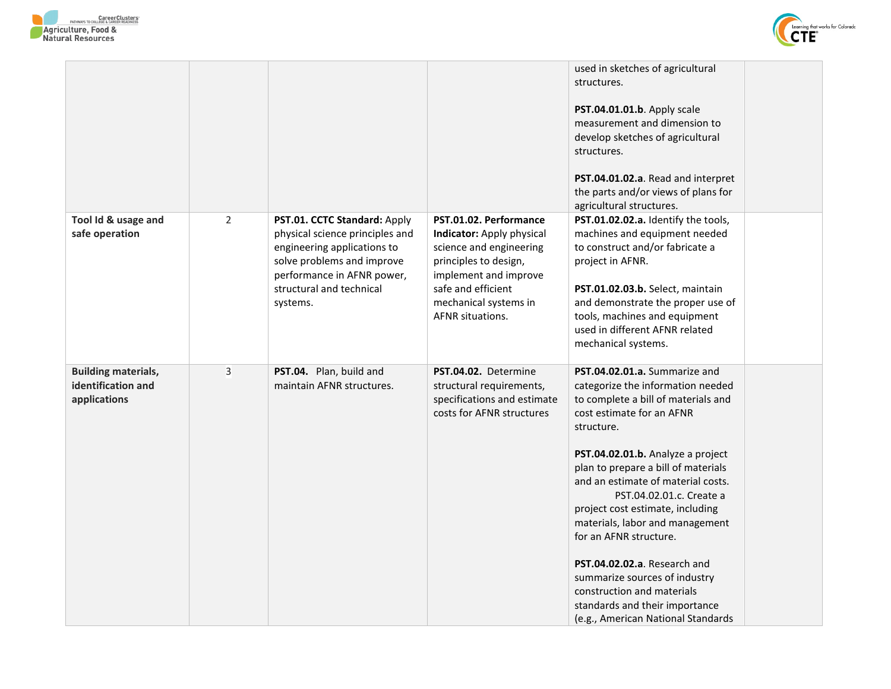| | | | | | |
|---|---|---|---|---|---|
| | | | | used in sketches of agricultural structures.<br><br>**PST.04.01.01.b**. Apply scale measurement and dimension to develop sketches of agricultural structures.<br><br>**PST.04.01.02.a**. Read and interpret the parts and/or views of plans for agricultural structures. | |
| **Tool Id & usage and safe operation** | 2 | **PST.01. CCTC Standard:** Apply physical science principles and engineering applications to solve problems and improve performance in AFNR power, structural and technical systems. | **PST.01.02. Performance Indicator:** Apply physical science and engineering principles to design, implement and improve safe and efficient mechanical systems in AFNR situations. | **PST.01.02.02.a.** Identify the tools, machines and equipment needed to construct and/or fabricate a project in AFNR.<br><br>**PST.01.02.03.b.** Select, maintain and demonstrate the proper use of tools, machines and equipment used in different AFNR related mechanical systems. | |
| **Building materials, identification and applications** | 3 | **PST.04.** Plan, build and maintain AFNR structures. | **PST.04.02.** Determine structural requirements, specifications and estimate costs for AFNR structures | **PST.04.02.01.a.** Summarize and categorize the information needed to complete a bill of materials and cost estimate for an AFNR structure.<br><br>**PST.04.02.01.b.** Analyze a project plan to prepare a bill of materials and an estimate of material costs.<br>PST.04.02.01.c. Create a project cost estimate, including materials, labor and management for an AFNR structure.<br><br>**PST.04.02.02.a**. Research and summarize sources of industry construction and materials standards and their importance (e.g., American National Standards | |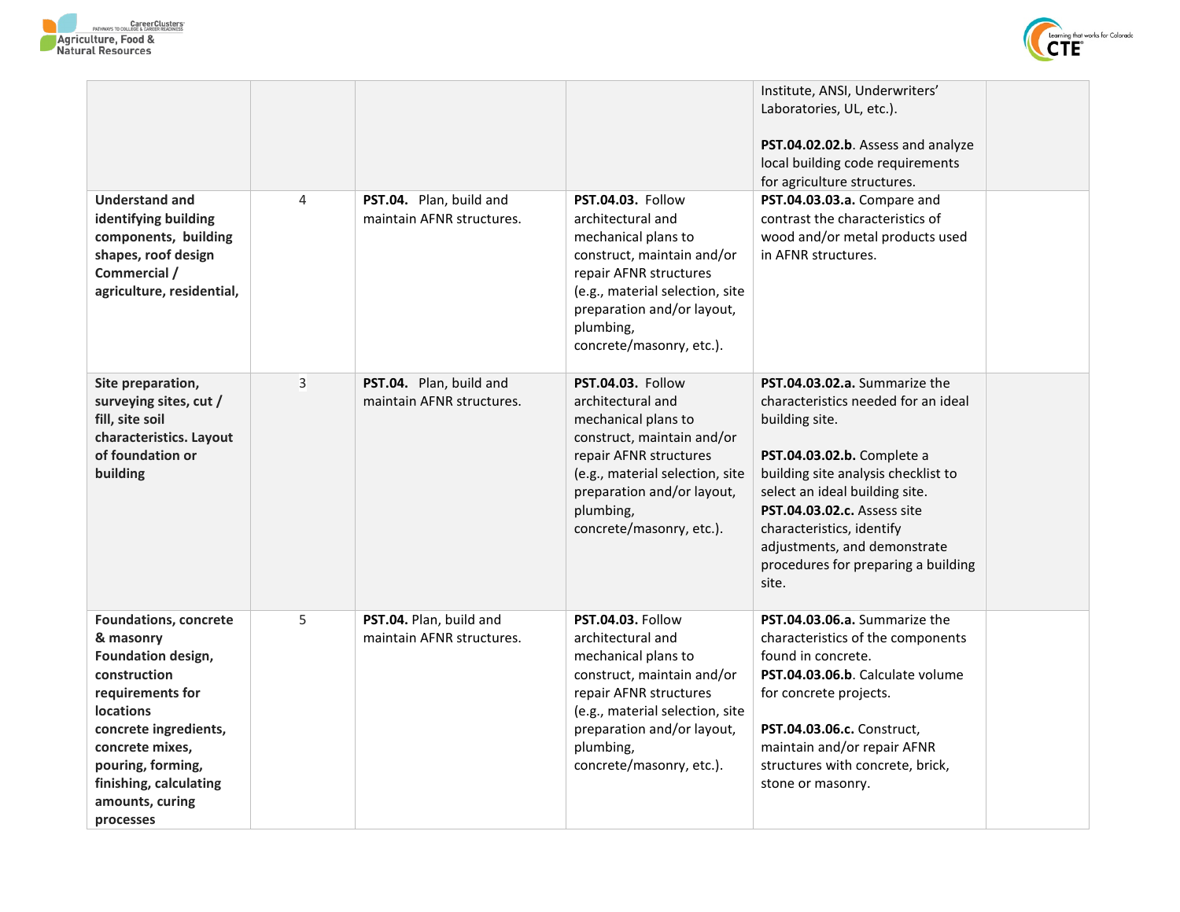| | | | | | |
|---|---|---|---|---|---|
| | | | | Institute, ANSI, Underwriters' Laboratories, UL, etc.).<br><br>**PST.04.02.02.b**. Assess and analyze local building code requirements for agriculture structures. | |
| **Understand and identifying building components, building shapes, roof design Commercial / agriculture, residential,** | 4 | **PST.04.** Plan, build and maintain AFNR structures. | **PST.04.03.** Follow architectural and mechanical plans to construct, maintain and/or repair AFNR structures (e.g., material selection, site preparation and/or layout, plumbing, concrete/masonry, etc.). | **PST.04.03.03.a.** Compare and contrast the characteristics of wood and/or metal products used in AFNR structures. | |
| **Site preparation, surveying sites, cut / fill, site soil characteristics. Layout of foundation or building** | 3 | **PST.04.** Plan, build and maintain AFNR structures. | **PST.04.03.** Follow architectural and mechanical plans to construct, maintain and/or repair AFNR structures (e.g., material selection, site preparation and/or layout, plumbing, concrete/masonry, etc.). | **PST.04.03.02.a.** Summarize the characteristics needed for an ideal building site.<br><br>**PST.04.03.02.b.** Complete a building site analysis checklist to select an ideal building site.<br>**PST.04.03.02.c.** Assess site characteristics, identify adjustments, and demonstrate procedures for preparing a building site. | |
| **Foundations, concrete & masonry Foundation design, construction requirements for locations concrete ingredients, concrete mixes, pouring, forming, finishing, calculating amounts, curing processes** | 5 | **PST.04.** Plan, build and maintain AFNR structures. | **PST.04.03.** Follow architectural and mechanical plans to construct, maintain and/or repair AFNR structures (e.g., material selection, site preparation and/or layout, plumbing, concrete/masonry, etc.). | **PST.04.03.06.a.** Summarize the characteristics of the components found in concrete.<br>**PST.04.03.06.b**. Calculate volume for concrete projects.<br><br>**PST.04.03.06.c.** Construct, maintain and/or repair AFNR structures with concrete, brick, stone or masonry. | |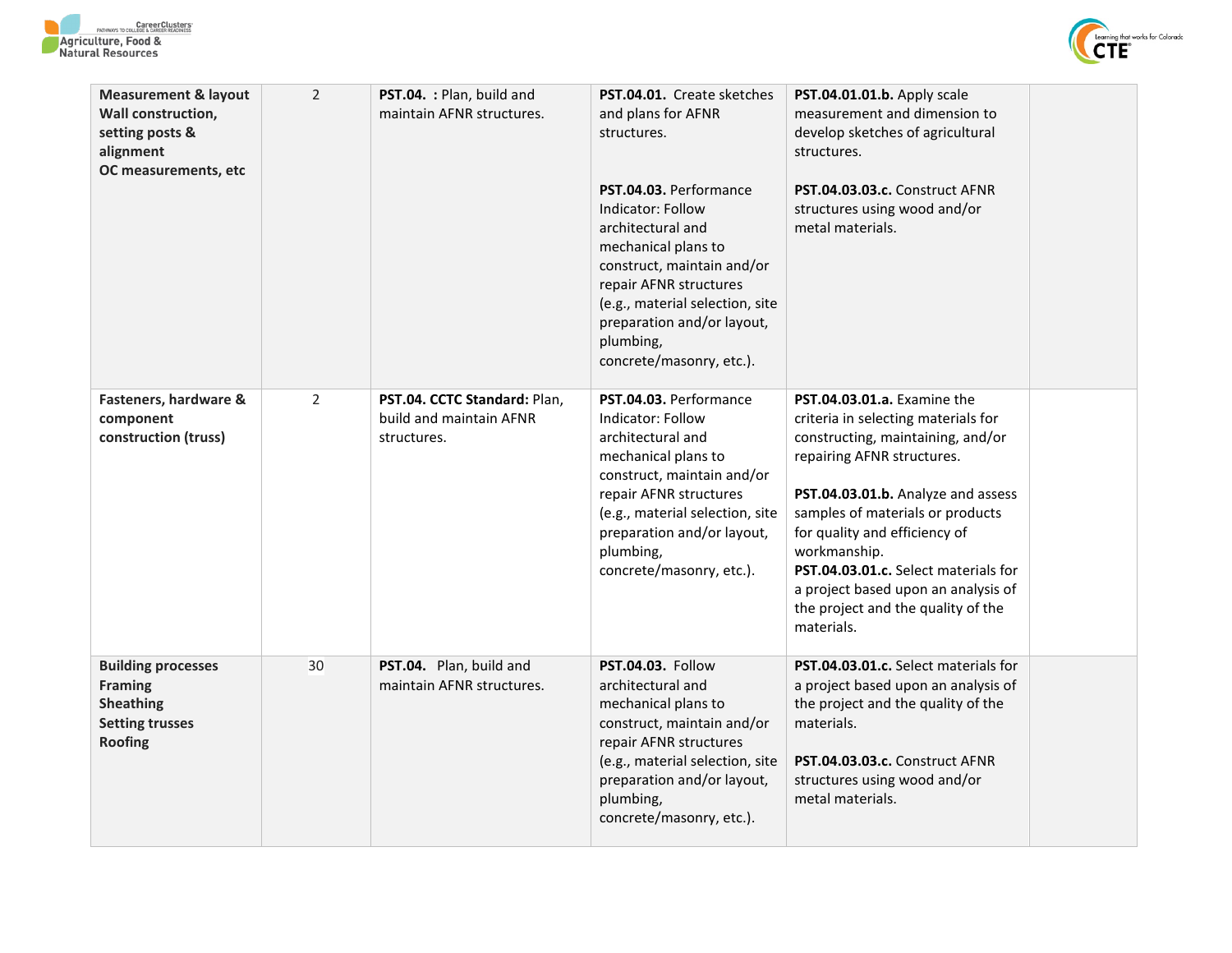| | | | | | |
|---|---|---|---|---|---|
| **Measurement & layout Wall construction, setting posts & alignment OC measurements, etc** | 2 | **PST.04. :** Plan, build and maintain AFNR structures. | **PST.04.01.** Create sketches and plans for AFNR structures.<br><br>**PST.04.03.** Performance Indicator: Follow architectural and mechanical plans to construct, maintain and/or repair AFNR structures (e.g., material selection, site preparation and/or layout, plumbing, concrete/masonry, etc.). | **PST.04.01.01.b.** Apply scale measurement and dimension to develop sketches of agricultural structures.<br><br>**PST.04.03.03.c.** Construct AFNR structures using wood and/or metal materials. | |
| **Fasteners, hardware & component construction (truss)** | 2 | **PST.04. CCTC Standard:** Plan, build and maintain AFNR structures. | **PST.04.03.** Performance Indicator: Follow architectural and mechanical plans to construct, maintain and/or repair AFNR structures (e.g., material selection, site preparation and/or layout, plumbing, concrete/masonry, etc.). | **PST.04.03.01.a.** Examine the criteria in selecting materials for constructing, maintaining, and/or repairing AFNR structures.<br><br>**PST.04.03.01.b.** Analyze and assess samples of materials or products for quality and efficiency of workmanship.<br>**PST.04.03.01.c.** Select materials for a project based upon an analysis of the project and the quality of the materials. | |
| **Building processes Framing Sheathing Setting trusses Roofing** | 30 | **PST.04.** Plan, build and maintain AFNR structures. | **PST.04.03.** Follow architectural and mechanical plans to construct, maintain and/or repair AFNR structures (e.g., material selection, site preparation and/or layout, plumbing, concrete/masonry, etc.). | **PST.04.03.01.c.** Select materials for a project based upon an analysis of the project and the quality of the materials.<br><br>**PST.04.03.03.c.** Construct AFNR structures using wood and/or metal materials. | |